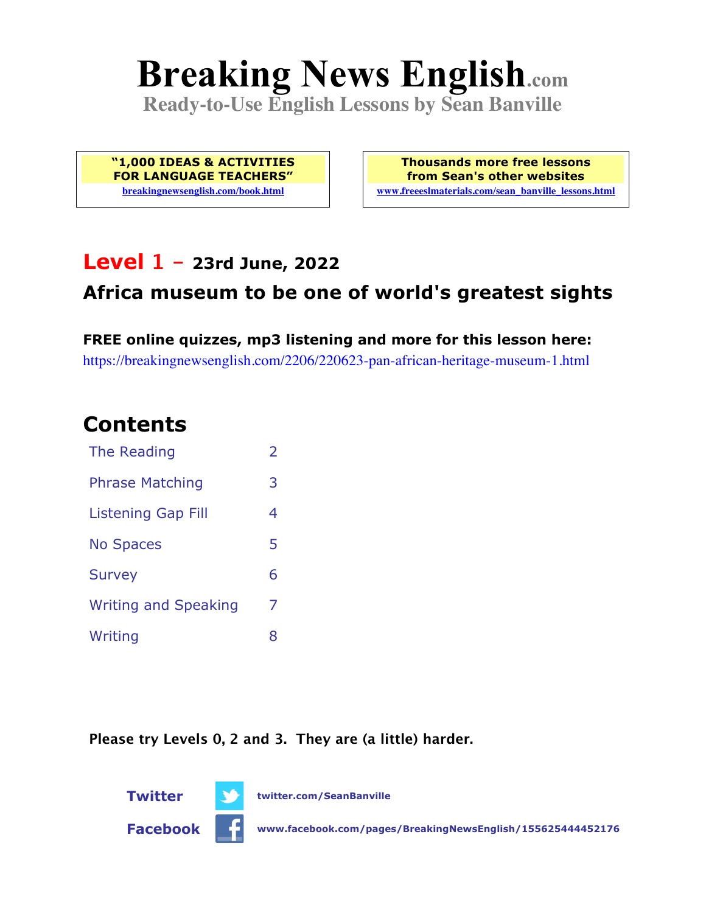# Breaking News English.com

**Ready-to-Use English Lessons by Sean Banville**

**"1,000 IDEAS & ACTIVITIES FOR LANGUAGE TEACHERS"**
breakingnewsenglish.com/book.html

**Thousands more free lessons from Sean's other websites**
www.freeeslmaterials.com/sean_banville_lessons.html

## Level 1 – 23rd June, 2022

## Africa museum to be one of world's greatest sights

**FREE online quizzes, mp3 listening and more for this lesson here:**
https://breakingnewsenglish.com/2206/220623-pan-african-heritage-museum-1.html

## Contents

| | |
|---|---|
| The Reading | 2 |
| Phrase Matching | 3 |
| Listening Gap Fill | 4 |
| No Spaces | 5 |
| Survey | 6 |
| Writing and Speaking | 7 |
| Writing | 8 |

**Please try Levels 0, 2 and 3. They are (a little) harder.**

**Twitter** twitter.com/SeanBanville

**Facebook** www.facebook.com/pages/BreakingNewsEnglish/155625444452176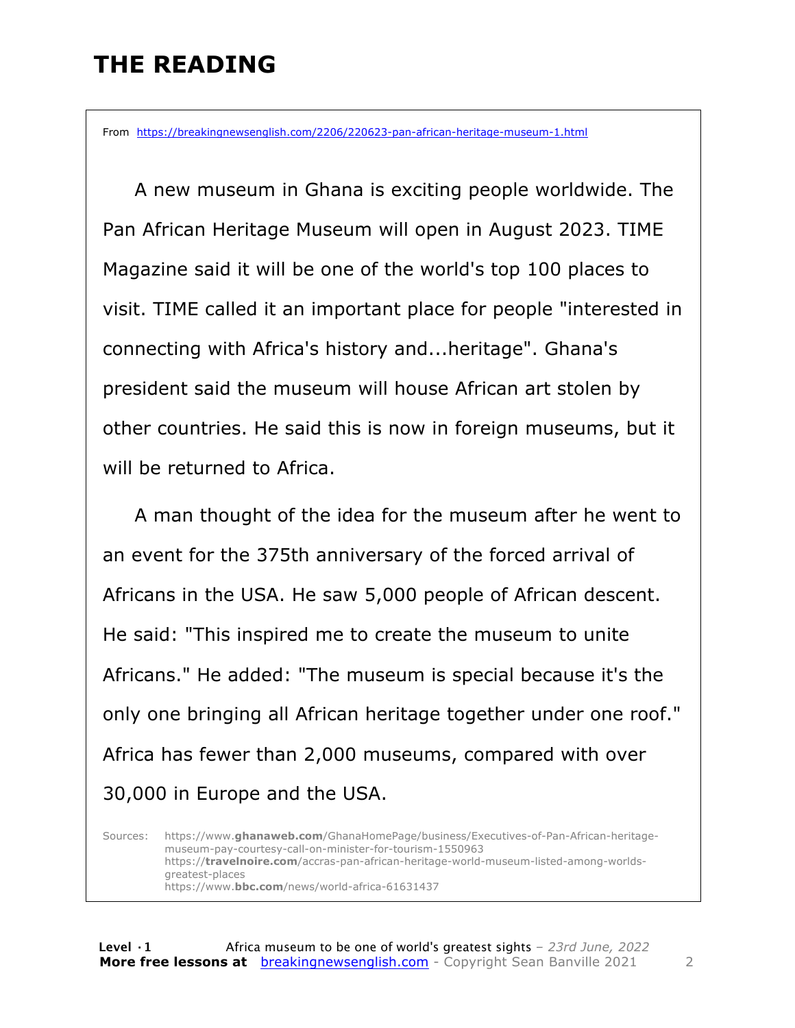# THE READING

From https://breakingnewsenglish.com/2206/220623-pan-african-heritage-museum-1.html

A new museum in Ghana is exciting people worldwide. The Pan African Heritage Museum will open in August 2023. TIME Magazine said it will be one of the world's top 100 places to visit. TIME called it an important place for people "interested in connecting with Africa's history and...heritage". Ghana's president said the museum will house African art stolen by other countries. He said this is now in foreign museums, but it will be returned to Africa.

A man thought of the idea for the museum after he went to an event for the 375th anniversary of the forced arrival of Africans in the USA. He saw 5,000 people of African descent. He said: "This inspired me to create the museum to unite Africans." He added: "The museum is special because it's the only one bringing all African heritage together under one roof." Africa has fewer than 2,000 museums, compared with over 30,000 in Europe and the USA.

Sources: https://www.**ghanaweb.com**/GhanaHomePage/business/Executives-of-Pan-African-heritage-museum-pay-courtesy-call-on-minister-for-tourism-1550963
https://**travelnoire.com**/accras-pan-african-heritage-world-museum-listed-among-worlds-greatest-places
https://www.**bbc.com**/news/world-africa-61631437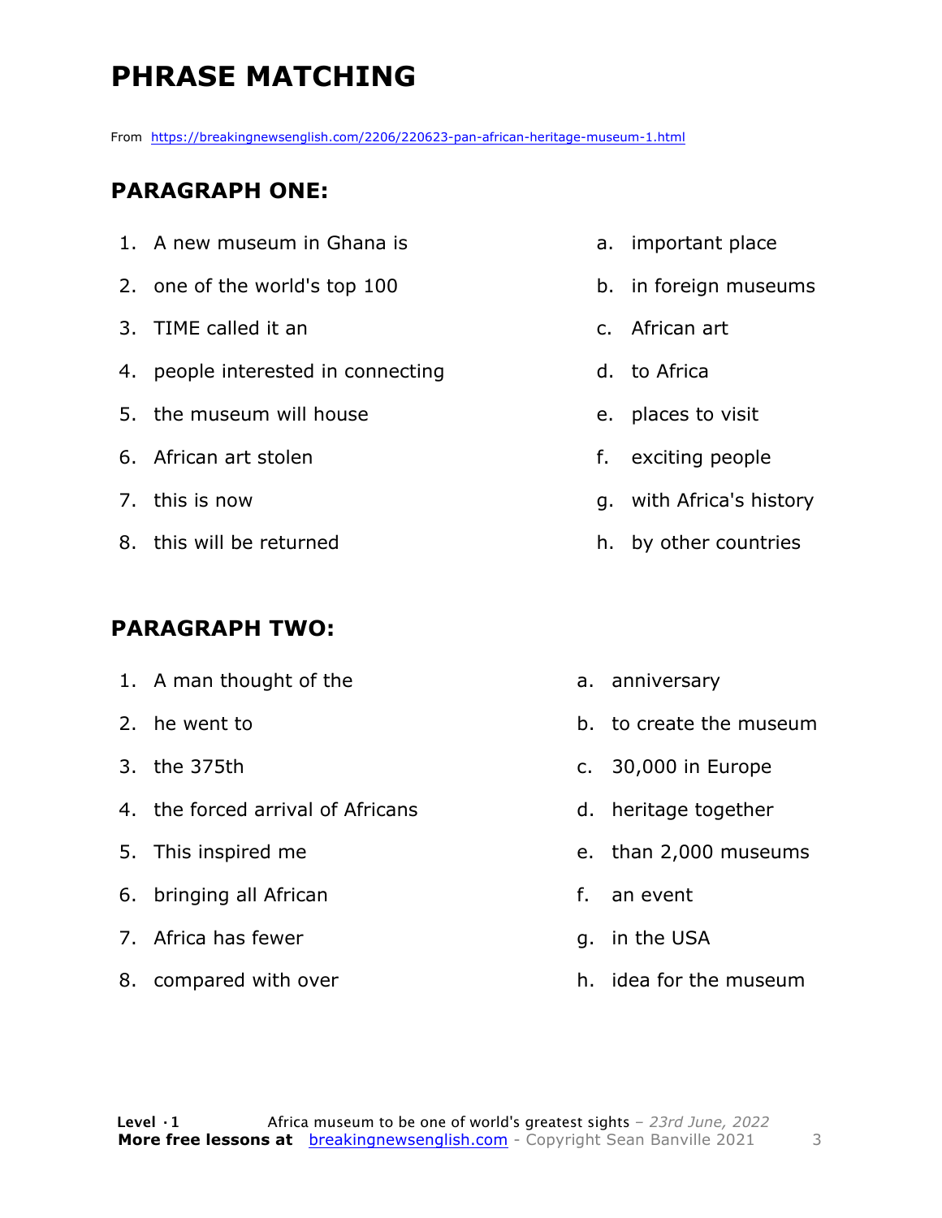# PHRASE MATCHING

From https://breakingnewsenglish.com/2206/220623-pan-african-heritage-museum-1.html

## PARAGRAPH ONE:

| | |
|---|---|
| 1. A new museum in Ghana is | a. important place |
| 2. one of the world's top 100 | b. in foreign museums |
| 3. TIME called it an | c. African art |
| 4. people interested in connecting | d. to Africa |
| 5. the museum will house | e. places to visit |
| 6. African art stolen | f. exciting people |
| 7. this is now | g. with Africa's history |
| 8. this will be returned | h. by other countries |

## PARAGRAPH TWO:

| | |
|---|---|
| 1. A man thought of the | a. anniversary |
| 2. he went to | b. to create the museum |
| 3. the 375th | c. 30,000 in Europe |
| 4. the forced arrival of Africans | d. heritage together |
| 5. This inspired me | e. than 2,000 museums |
| 6. bringing all African | f. an event |
| 7. Africa has fewer | g. in the USA |
| 8. compared with over | h. idea for the museum |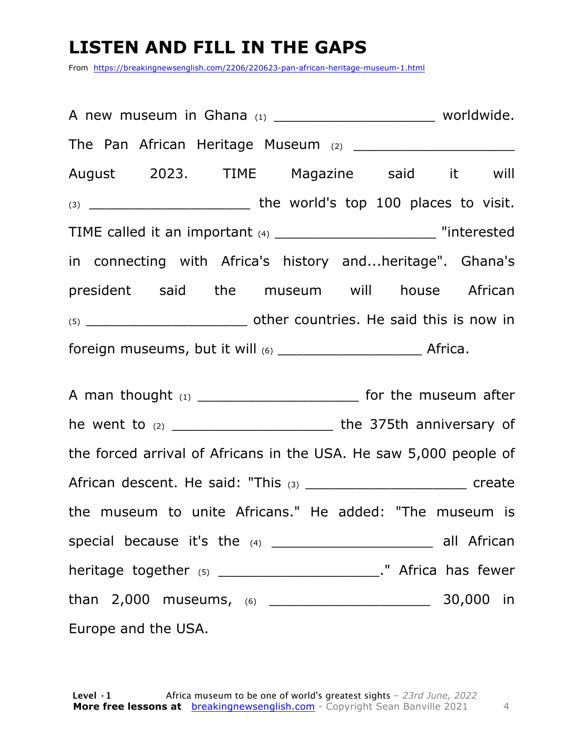# LISTEN AND FILL IN THE GAPS

From https://breakingnewsenglish.com/2206/220623-pan-african-heritage-museum-1.html

A new museum in Ghana (1) ___________________ worldwide. The Pan African Heritage Museum (2) ___________________ August 2023. TIME Magazine said it will (3) ___________________ the world's top 100 places to visit. TIME called it an important (4) ___________________ "interested in connecting with Africa's history and...heritage". Ghana's president said the museum will house African (5) ___________________ other countries. He said this is now in foreign museums, but it will (6) ________________ Africa.

A man thought (1) ___________________ for the museum after he went to (2) ___________________ the 375th anniversary of the forced arrival of Africans in the USA. He saw 5,000 people of African descent. He said: "This (3) ___________________ create the museum to unite Africans." He added: "The museum is special because it's the (4) ___________________ all African heritage together (5) ___________________." Africa has fewer than 2,000 museums, (6) ___________________ 30,000 in Europe and the USA.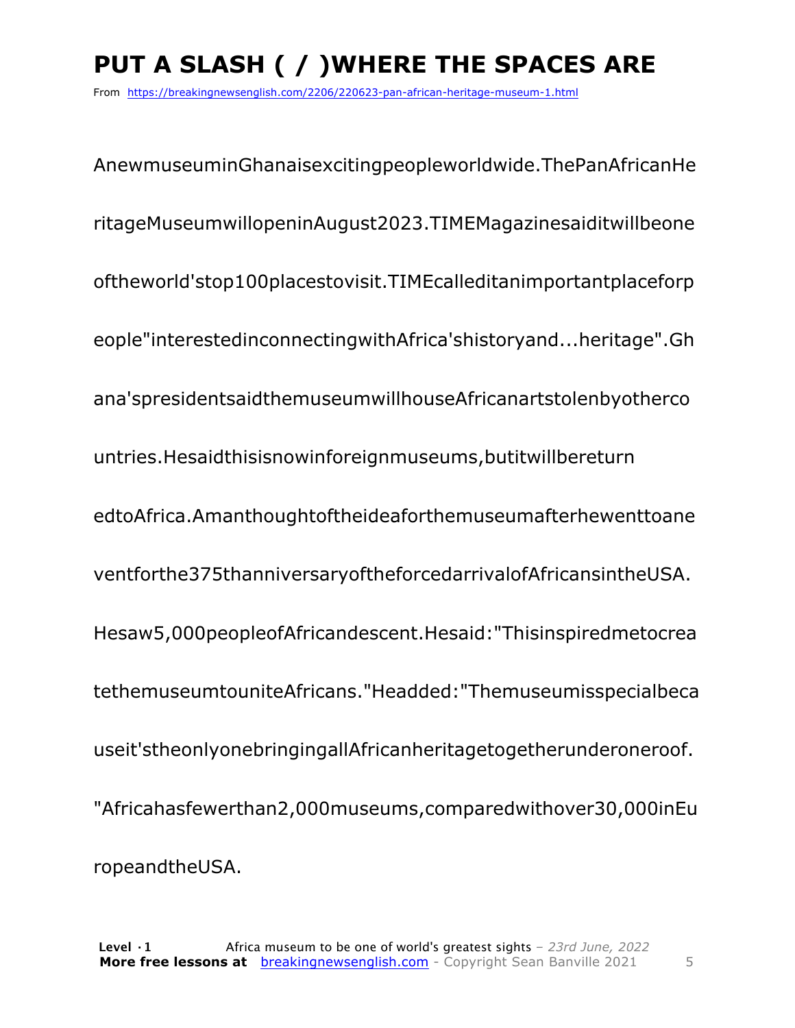# PUT A SLASH ( / )WHERE THE SPACES ARE

From https://breakingnewsenglish.com/2206/220623-pan-african-heritage-museum-1.html

AnewmuseuminGhanaisexcitingpeopleworldwide.ThePanAfricanHe

ritageMuseumwillopeninAugust2023.TIMEMagazinesaiditwillbeone

oftheworld'stop100placestovisit.TIMEcalleditanimportantplaceforp

eople"interestedinconnectingwithAfrica'shistoryand...heritage".Gh

ana'spresidentsaidthemuseumwillhouseAfricanartstolenbyotherco

untries.Hesaidthisisnowinforeignmuseums,butitwillbereturn

edtoAfrica.Amanthoughtoftheideaforthemuseumafterhewenttoane

ventforthe375thanniversaryoftheforcedarrivalofAfricansintheUSA.

Hesaw5,000peopleofAfricandescent.Hesaid:"Thisinspiredmetocrea

tethemuseumtouniteAfricans."Headded:"Themuseumisspecialbeca

useit'stheonlyonebringingallAfricanheritagetogetherunderoneroof.

"Africahasfewerthan2,000museums,comparedwithover30,000inEu

ropeandtheUSA.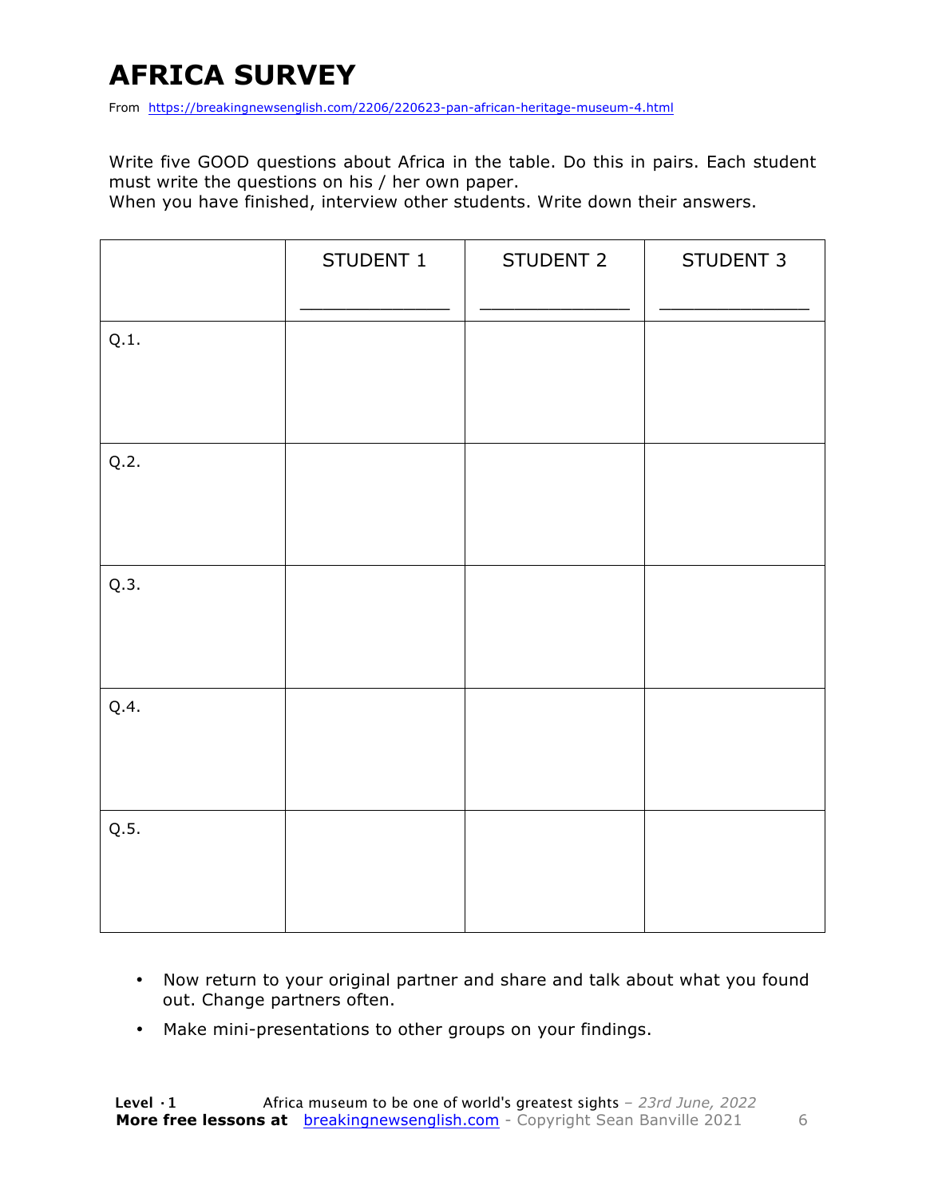# AFRICA SURVEY

From https://breakingnewsenglish.com/2206/220623-pan-african-heritage-museum-4.html

Write five GOOD questions about Africa in the table. Do this in pairs. Each student must write the questions on his / her own paper.
When you have finished, interview other students. Write down their answers.

| | STUDENT 1<br>_____________ | STUDENT 2<br>_____________ | STUDENT 3<br>_____________ |
|---|---|---|---|
| Q.1. | | | |
| Q.2. | | | |
| Q.3. | | | |
| Q.4. | | | |
| Q.5. | | | |

- Now return to your original partner and share and talk about what you found out. Change partners often.
- Make mini-presentations to other groups on your findings.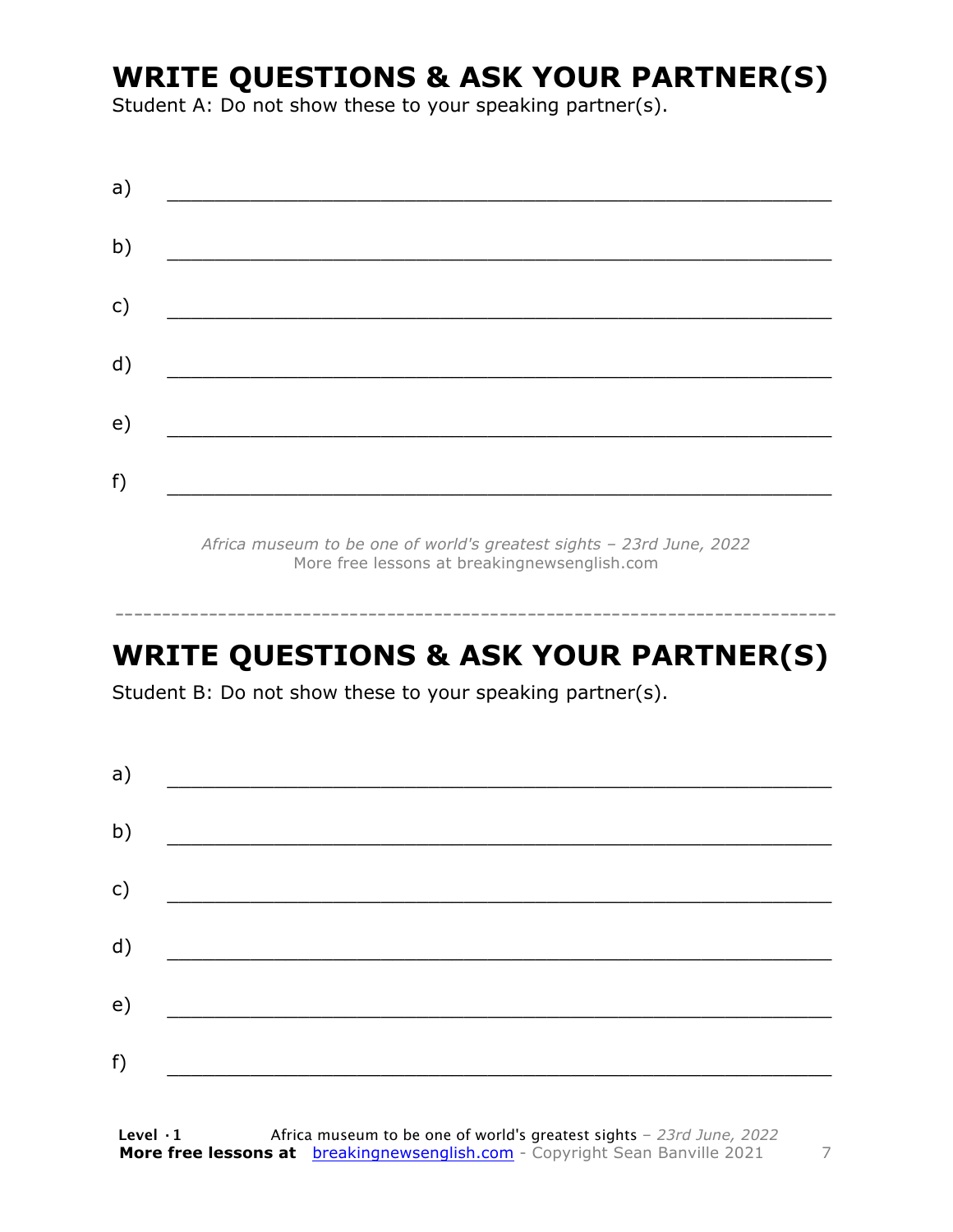# WRITE QUESTIONS & ASK YOUR PARTNER(S)

Student A: Do not show these to your speaking partner(s).

a) ___________________________________________________________

b) ___________________________________________________________

c) ___________________________________________________________

d) ___________________________________________________________

e) ___________________________________________________________

f) ___________________________________________________________

*Africa museum to be one of world's greatest sights – 23rd June, 2022*
More free lessons at breakingnewsenglish.com

---

# WRITE QUESTIONS & ASK YOUR PARTNER(S)

Student B: Do not show these to your speaking partner(s).

a) ___________________________________________________________

b) ___________________________________________________________

c) ___________________________________________________________

d) ___________________________________________________________

e) ___________________________________________________________

f) ___________________________________________________________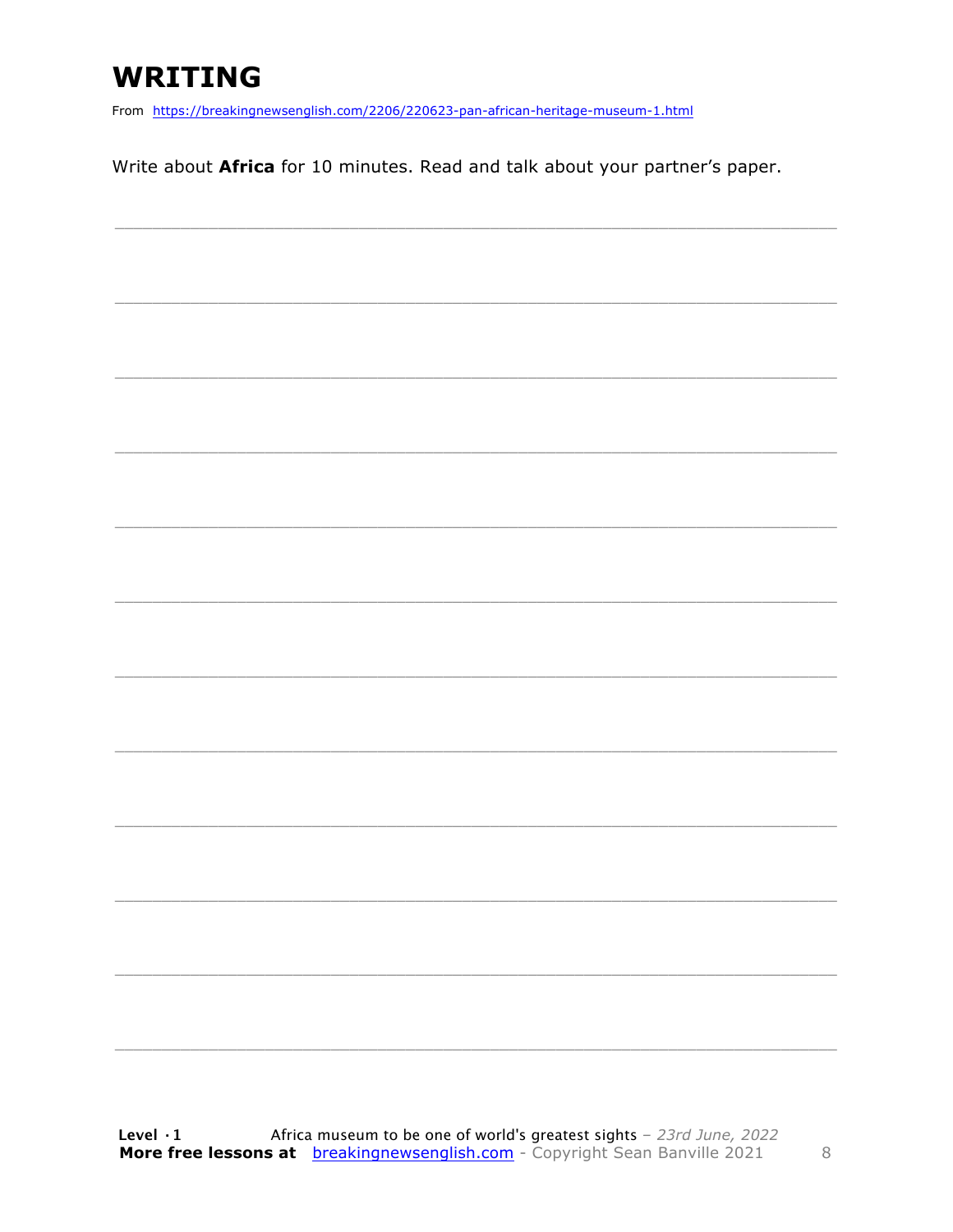# WRITING

From https://breakingnewsenglish.com/2206/220623-pan-african-heritage-museum-1.html

Write about **Africa** for 10 minutes. Read and talk about your partner's paper.